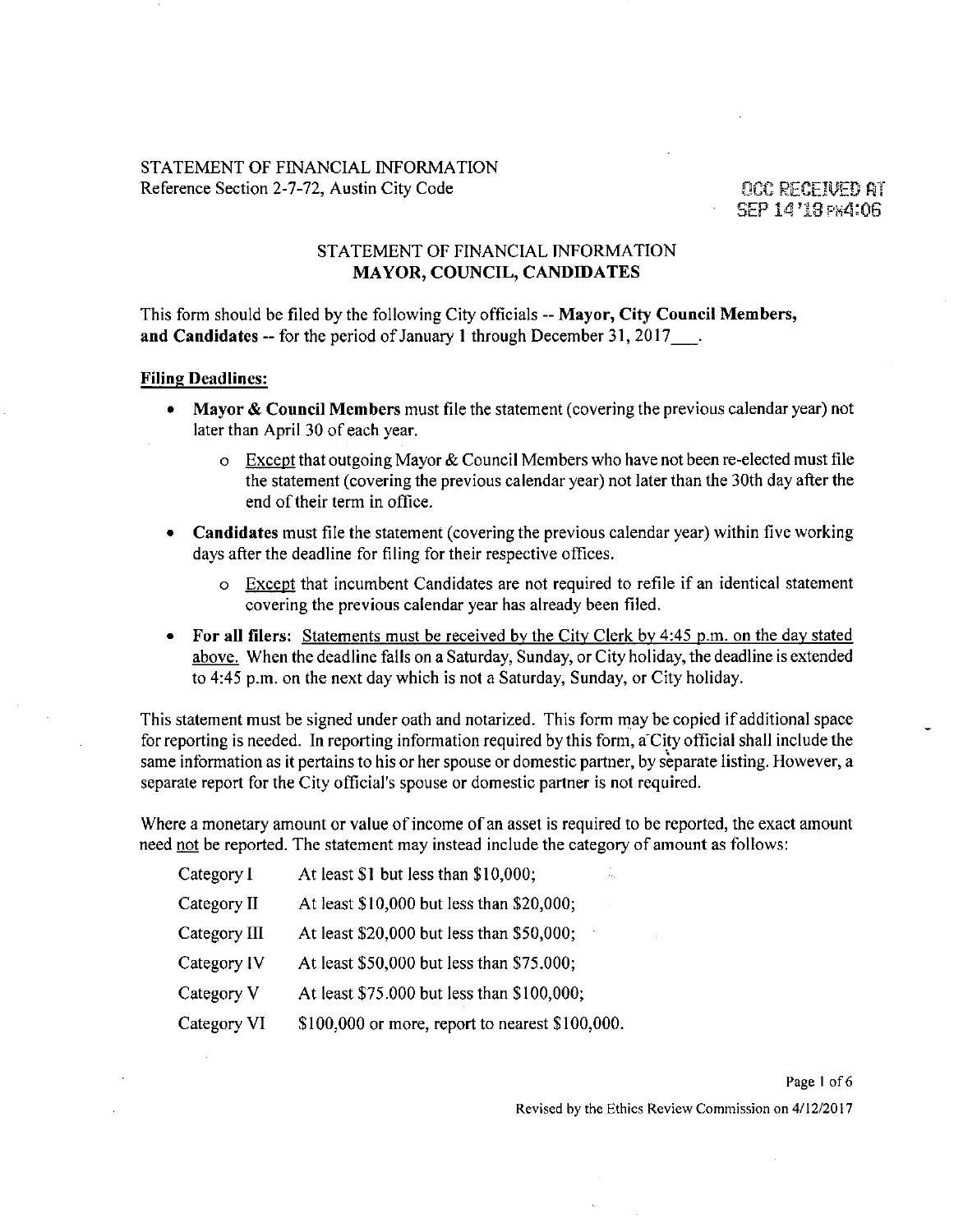STATEMENT OF FINANCIAL INFORMATION
Reference Section 2-7-72, Austin City Code

OCC RECEIVED AT
SEP 14 '18 PM4:06

## STATEMENT OF FINANCIAL INFORMATION
## MAYOR, COUNCIL, CANDIDATES

This form should be filed by the following City officials -- **Mayor, City Council Members, and Candidates** -- for the period of January 1 through December 31, 2017___.

**Filing Deadlines:**

- **Mayor & Council Members** must file the statement (covering the previous calendar year) not later than April 30 of each year.
  - Except that outgoing Mayor & Council Members who have not been re-elected must file the statement (covering the previous calendar year) not later than the 30th day after the end of their term in office.
- **Candidates** must file the statement (covering the previous calendar year) within five working days after the deadline for filing for their respective offices.
  - Except that incumbent Candidates are not required to refile if an identical statement covering the previous calendar year has already been filed.
- **For all filers:** Statements must be received by the City Clerk by 4:45 p.m. on the day stated above. When the deadline falls on a Saturday, Sunday, or City holiday, the deadline is extended to 4:45 p.m. on the next day which is not a Saturday, Sunday, or City holiday.

This statement must be signed under oath and notarized. This form may be copied if additional space for reporting is needed. In reporting information required by this form, a City official shall include the same information as it pertains to his or her spouse or domestic partner, by separate listing. However, a separate report for the City official's spouse or domestic partner is not required.

Where a monetary amount or value of income of an asset is required to be reported, the exact amount need not be reported. The statement may instead include the category of amount as follows:

| | |
|---|---|
| Category I | At least $1 but less than $10,000; |
| Category II | At least $10,000 but less than $20,000; |
| Category III | At least $20,000 but less than $50,000; |
| Category IV | At least $50,000 but less than $75.000; |
| Category V | At least $75.000 but less than $100,000; |
| Category VI | $100,000 or more, report to nearest $100,000. |

Revised by the Ethics Review Commission on 4/12/2017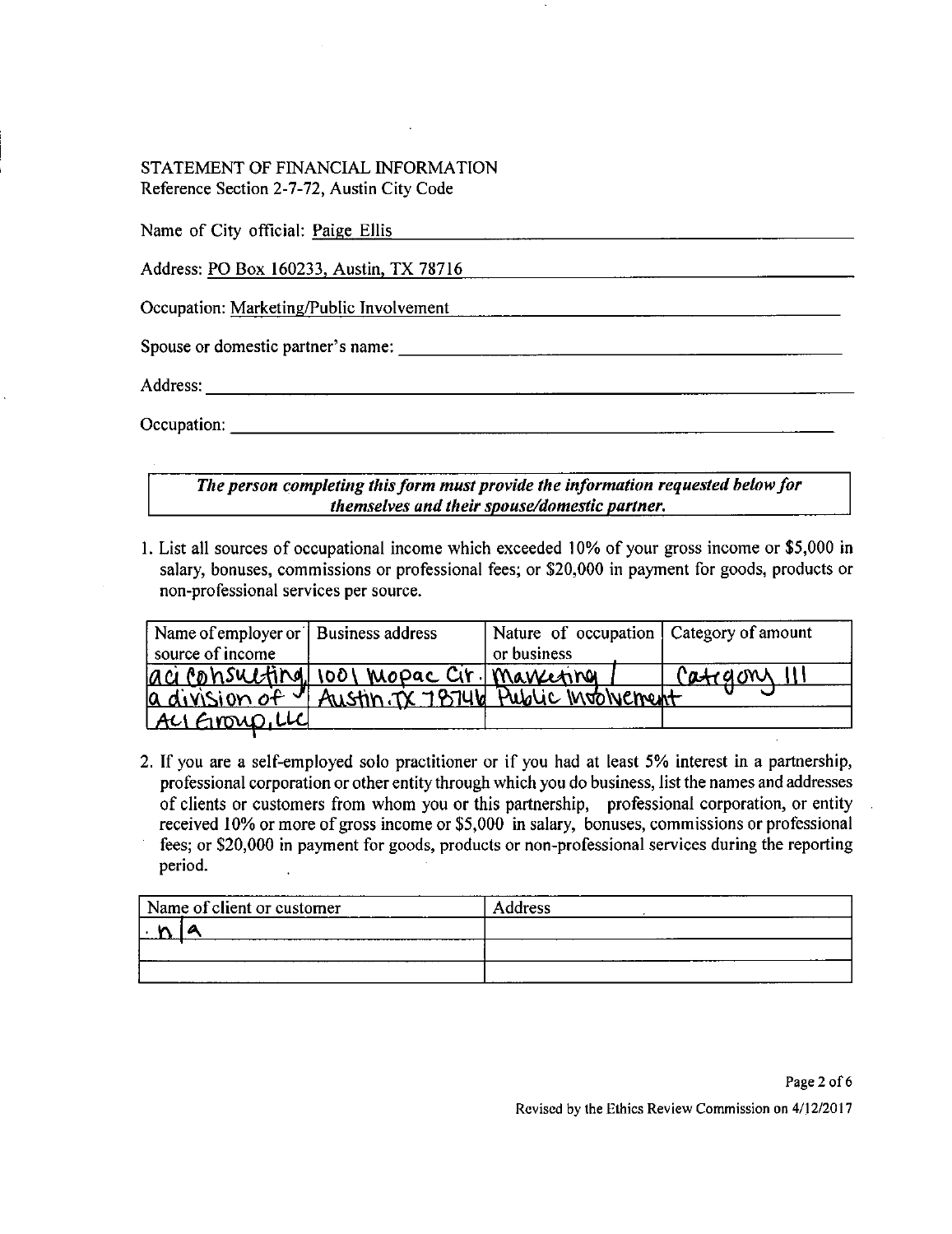STATEMENT OF FINANCIAL INFORMATION
Reference Section 2-7-72, Austin City Code

Name of City official: Paige Ellis

Address: PO Box 160233, Austin, TX 78716

Occupation: Marketing/Public Involvement

Spouse or domestic partner's name:

Address:

Occupation:

***The person completing this form must provide the information requested below for themselves and their spouse/domestic partner.***

1. List all sources of occupational income which exceeded 10% of your gross income or $5,000 in salary, bonuses, commissions or professional fees; or $20,000 in payment for goods, products or non-professional services per source.

| Name of employer or source of income | Business address | Nature of occupation or business | Category of amount |
|---|---|---|---|
| aci consulting | 1001 Mopac Cir. | Marketing / | Category III |
| a division of | Austin, TX 78746 | Public Involvement | |
| ACI Group, LLC | | | |

2. If you are a self-employed solo practitioner or if you had at least 5% interest in a partnership, professional corporation or other entity through which you do business, list the names and addresses of clients or customers from whom you or this partnership, professional corporation, or entity received 10% or more of gross income or $5,000 in salary, bonuses, commissions or professional fees; or $20,000 in payment for goods, products or non-professional services during the reporting period.

| Name of client or customer | Address |
|---|---|
| n/a | |
| | |
| | |

Revised by the Ethics Review Commission on 4/12/2017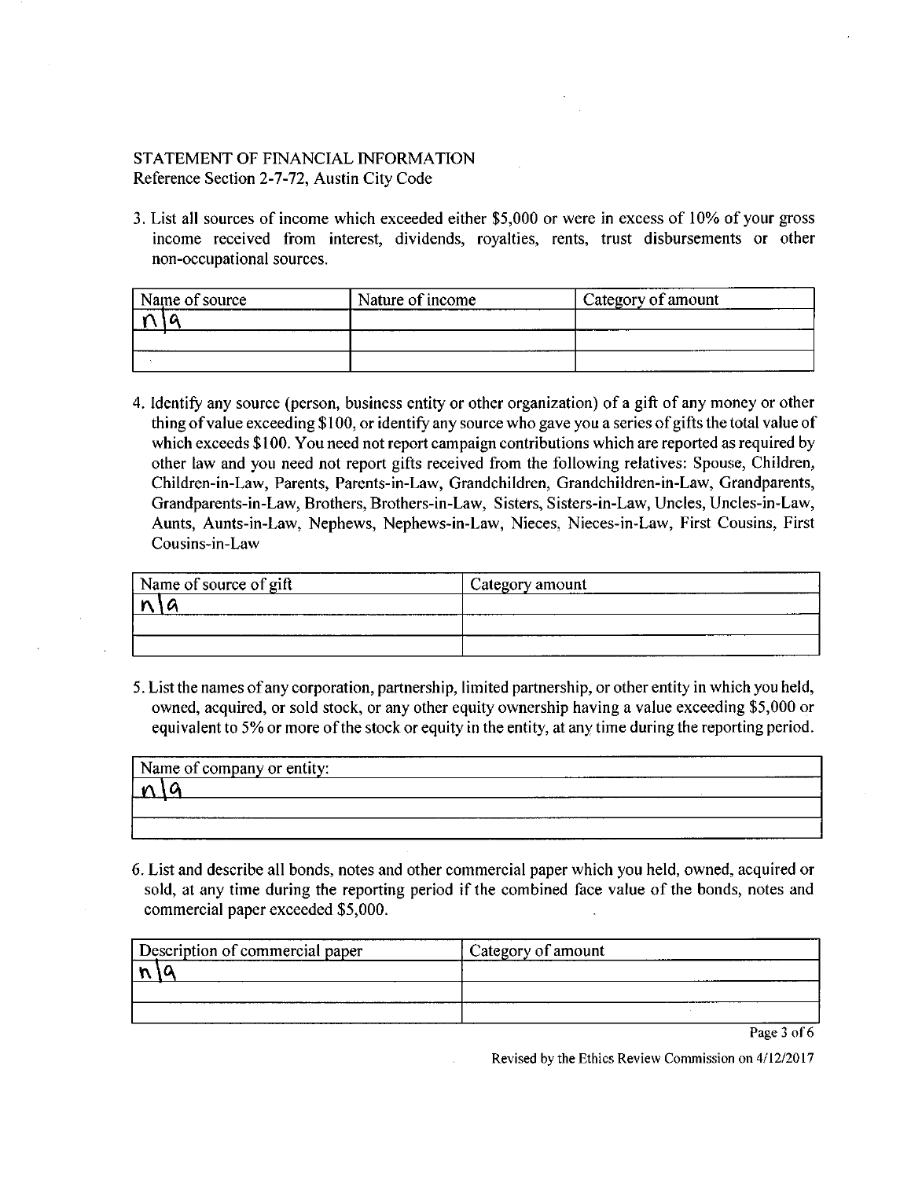STATEMENT OF FINANCIAL INFORMATION
Reference Section 2-7-72, Austin City Code

3. List all sources of income which exceeded either $5,000 or were in excess of 10% of your gross income received from interest, dividends, royalties, rents, trust disbursements or other non-occupational sources.

| Name of source | Nature of income | Category of amount |
|---|---|---|
| n/a | | |
| | | |
| | | |

4. Identify any source (person, business entity or other organization) of a gift of any money or other thing of value exceeding $100, or identify any source who gave you a series of gifts the total value of which exceeds $100. You need not report campaign contributions which are reported as required by other law and you need not report gifts received from the following relatives: Spouse, Children, Children-in-Law, Parents, Parents-in-Law, Grandchildren, Grandchildren-in-Law, Grandparents, Grandparents-in-Law, Brothers, Brothers-in-Law, Sisters, Sisters-in-Law, Uncles, Uncles-in-Law, Aunts, Aunts-in-Law, Nephews, Nephews-in-Law, Nieces, Nieces-in-Law, First Cousins, First Cousins-in-Law

| Name of source of gift | Category amount |
|---|---|
| n/a | |
| | |
| | |

5. List the names of any corporation, partnership, limited partnership, or other entity in which you held, owned, acquired, or sold stock, or any other equity ownership having a value exceeding $5,000 or equivalent to 5% or more of the stock or equity in the entity, at any time during the reporting period.

| Name of company or entity: |
|---|
| n/a |
| |
| |

6. List and describe all bonds, notes and other commercial paper which you held, owned, acquired or sold, at any time during the reporting period if the combined face value of the bonds, notes and commercial paper exceeded $5,000.

| Description of commercial paper | Category of amount |
|---|---|
| n/a | |
| | |
| | |

Revised by the Ethics Review Commission on 4/12/2017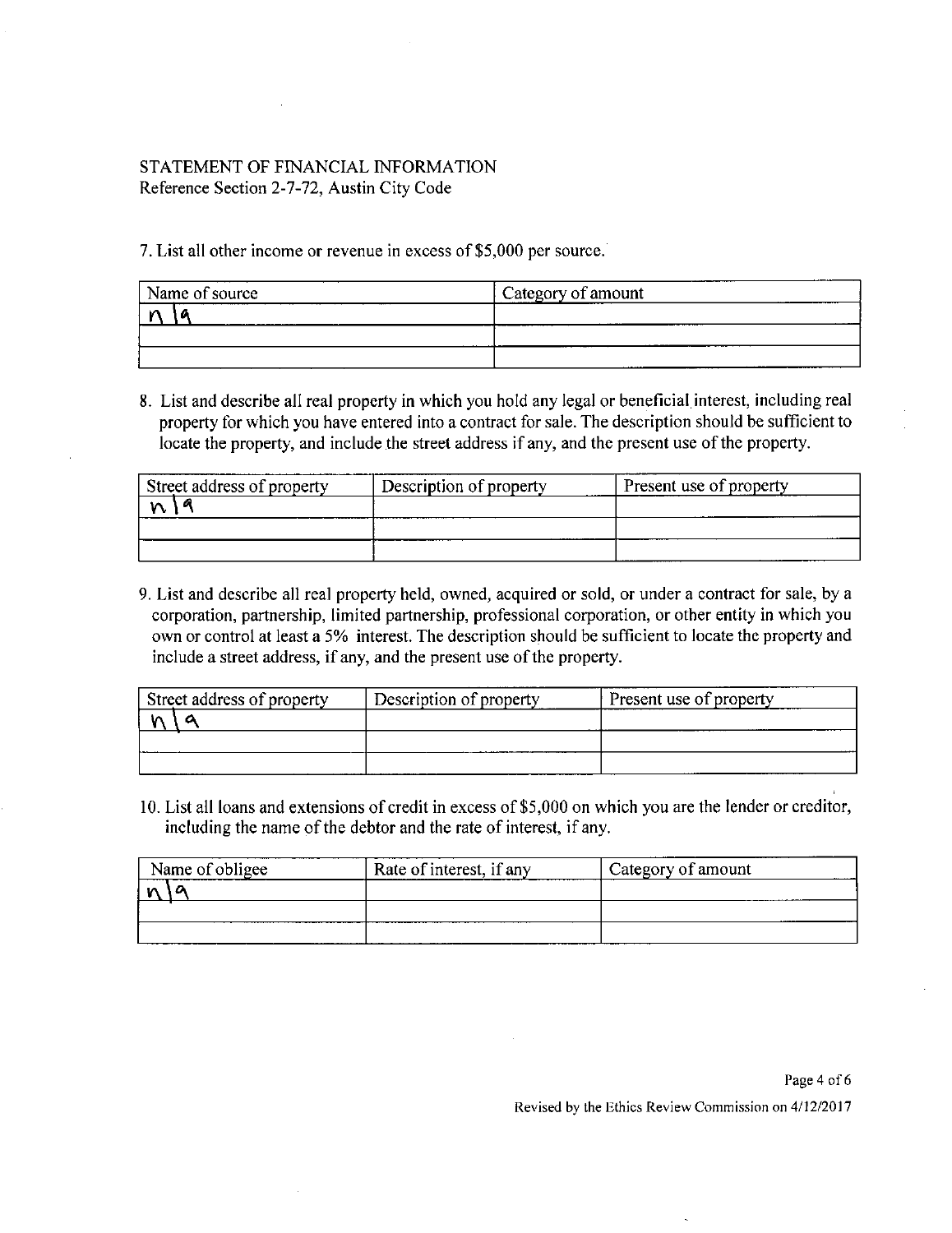STATEMENT OF FINANCIAL INFORMATION
Reference Section 2-7-72, Austin City Code

7. List all other income or revenue in excess of $5,000 per source.

| Name of source | Category of amount |
|---|---|
| n/a | |
| | |
| | |

8. List and describe all real property in which you hold any legal or beneficial interest, including real property for which you have entered into a contract for sale. The description should be sufficient to locate the property, and include the street address if any, and the present use of the property.

| Street address of property | Description of property | Present use of property |
|---|---|---|
| n/a | | |
| | | |
| | | |

9. List and describe all real property held, owned, acquired or sold, or under a contract for sale, by a corporation, partnership, limited partnership, professional corporation, or other entity in which you own or control at least a 5% interest. The description should be sufficient to locate the property and include a street address, if any, and the present use of the property.

| Street address of property | Description of property | Present use of property |
|---|---|---|
| n/a | | |
| | | |
| | | |

10. List all loans and extensions of credit in excess of $5,000 on which you are the lender or creditor, including the name of the debtor and the rate of interest, if any.

| Name of obligee | Rate of interest, if any | Category of amount |
|---|---|---|
| n/a | | |
| | | |
| | | |

Revised by the Ethics Review Commission on 4/12/2017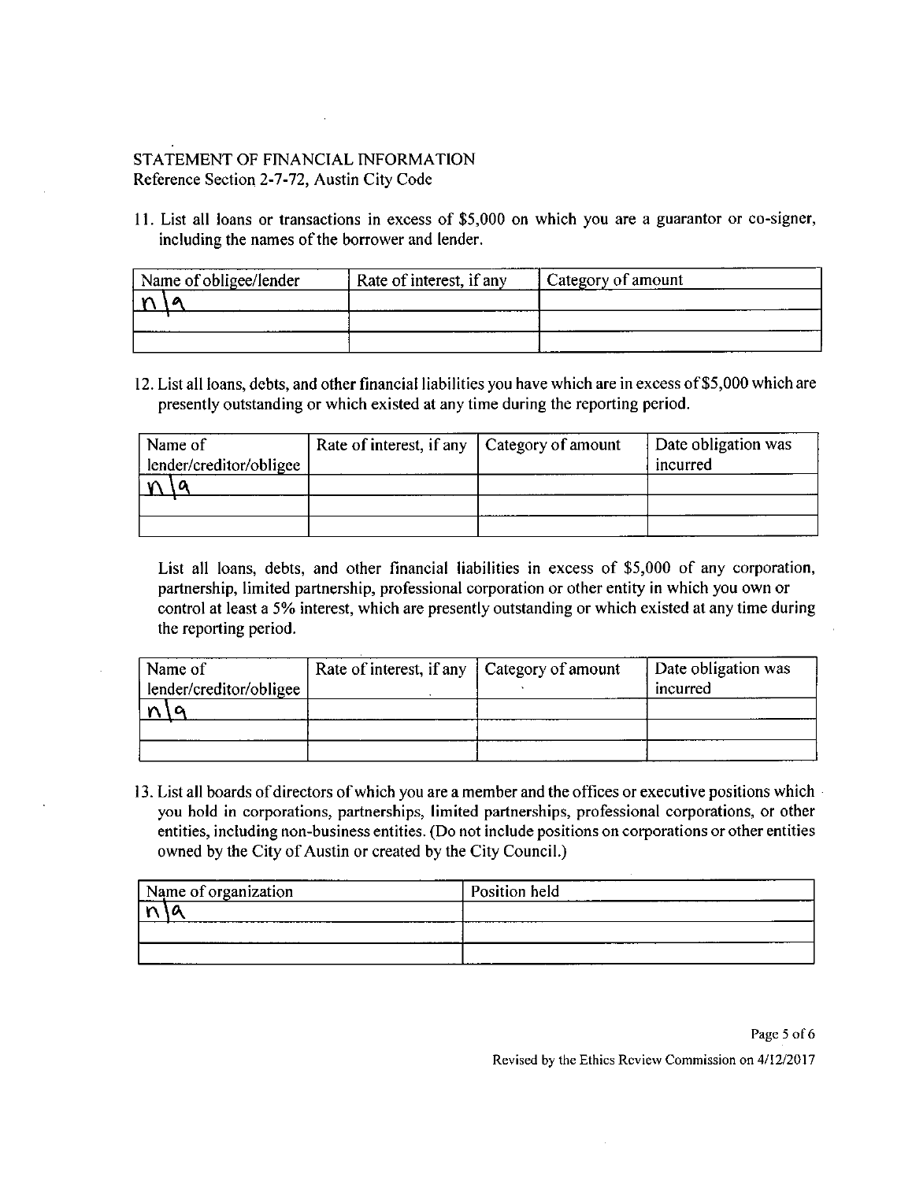STATEMENT OF FINANCIAL INFORMATION
Reference Section 2-7-72, Austin City Code

11. List all loans or transactions in excess of $5,000 on which you are a guarantor or co-signer, including the names of the borrower and lender.

| Name of obligee/lender | Rate of interest, if any | Category of amount |
|---|---|---|
| n\a | | |
| | | |
| | | |

12. List all loans, debts, and other financial liabilities you have which are in excess of $5,000 which are presently outstanding or which existed at any time during the reporting period.

| Name of lender/creditor/obligee | Rate of interest, if any | Category of amount | Date obligation was incurred |
|---|---|---|---|
| n\a | | | |
| | | | |
| | | | |

List all loans, debts, and other financial liabilities in excess of $5,000 of any corporation, partnership, limited partnership, professional corporation or other entity in which you own or control at least a 5% interest, which are presently outstanding or which existed at any time during the reporting period.

| Name of lender/creditor/obligee | Rate of interest, if any | Category of amount | Date obligation was incurred |
|---|---|---|---|
| n\a | | | |
| | | | |
| | | | |

13. List all boards of directors of which you are a member and the offices or executive positions which you hold in corporations, partnerships, limited partnerships, professional corporations, or other entities, including non-business entities. (Do not include positions on corporations or other entities owned by the City of Austin or created by the City Council.)

| Name of organization | Position held |
|---|---|
| n\a | |
| | |
| | |

Revised by the Ethics Review Commission on 4/12/2017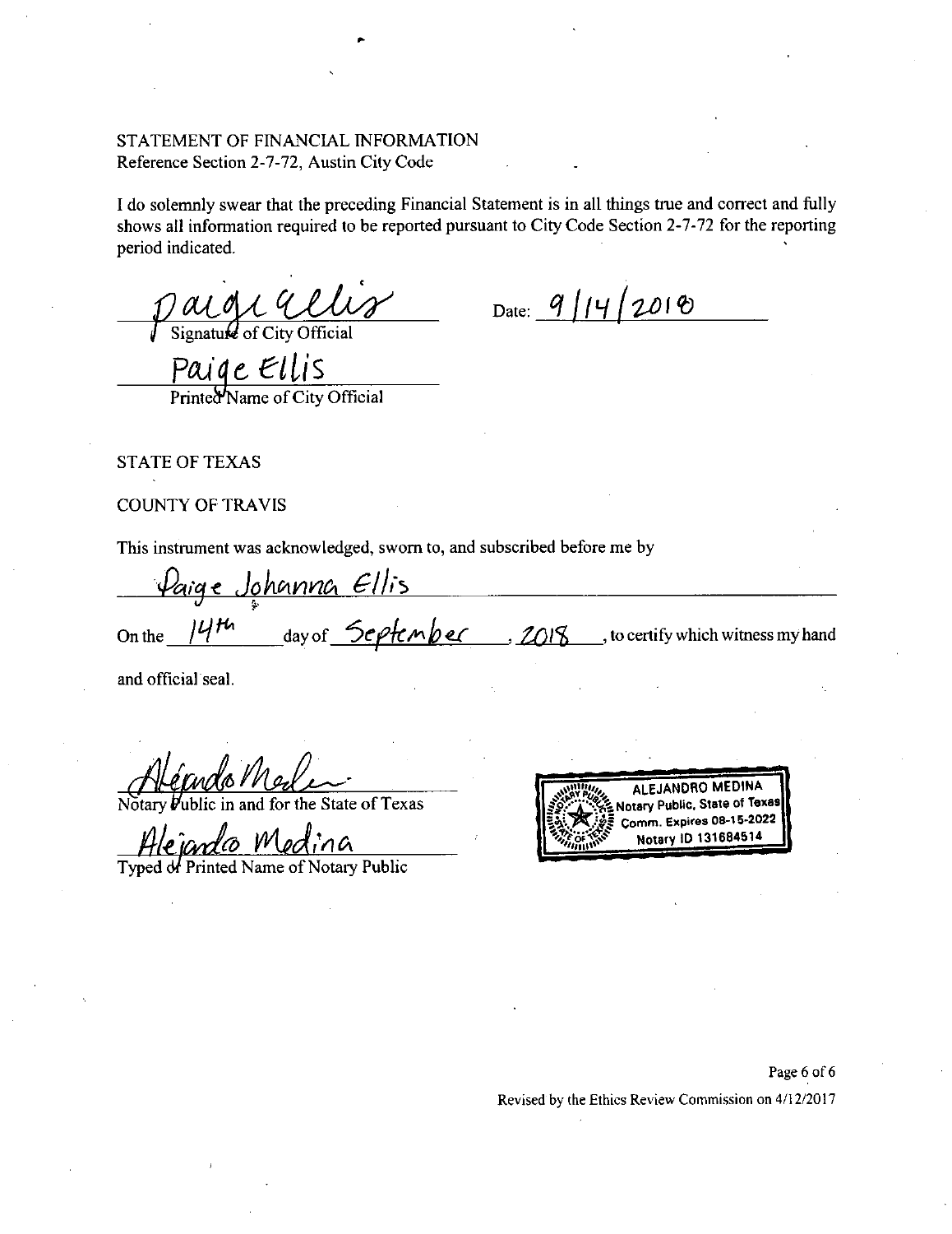STATEMENT OF FINANCIAL INFORMATION
Reference Section 2-7-72, Austin City Code

I do solemnly swear that the preceding Financial Statement is in all things true and correct and fully shows all information required to be reported pursuant to City Code Section 2-7-72 for the reporting period indicated.

Paige Ellis
Signature of City Official

Date: 9/14/2018

Paige Ellis
Printed Name of City Official

STATE OF TEXAS

COUNTY OF TRAVIS

This instrument was acknowledged, sworn to, and subscribed before me by

Paige Johanna Ellis

On the 14th day of September, 2018, to certify which witness my hand

and official seal.

Alejandro Medina
Notary Public in and for the State of Texas

Alejandro Medina
Typed or Printed Name of Notary Public

ALEJANDRO MEDINA
Notary Public, State of Texas
Comm. Expires 08-15-2022
Notary ID 131684514

Revised by the Ethics Review Commission on 4/12/2017